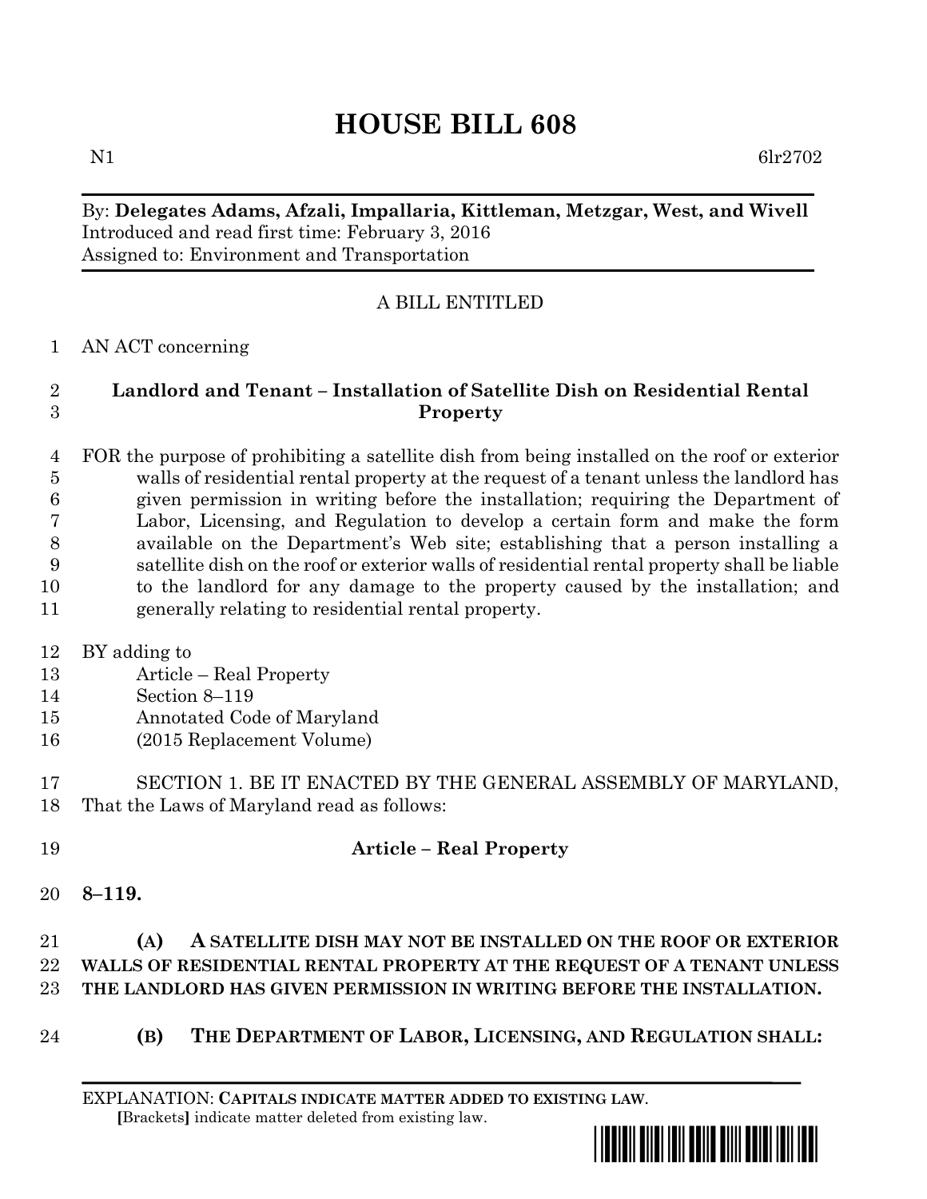# HOUSE BILL 608

N1 6lr2702

By: **Delegates Adams, Afzali, Impallaria, Kittleman, Metzgar, West, and Wivell**
Introduced and read first time: February 3, 2016
Assigned to: Environment and Transportation

A BILL ENTITLED

1 AN ACT concerning

2 **Landlord and Tenant – Installation of Satellite Dish on Residential Rental**
3 **Property**

4 FOR the purpose of prohibiting a satellite dish from being installed on the roof or exterior
5 walls of residential rental property at the request of a tenant unless the landlord has
6 given permission in writing before the installation; requiring the Department of
7 Labor, Licensing, and Regulation to develop a certain form and make the form
8 available on the Department's Web site; establishing that a person installing a
9 satellite dish on the roof or exterior walls of residential rental property shall be liable
10 to the landlord for any damage to the property caused by the installation; and
11 generally relating to residential rental property.

12 BY adding to
13 Article – Real Property
14 Section 8–119
15 Annotated Code of Maryland
16 (2015 Replacement Volume)

17 SECTION 1. BE IT ENACTED BY THE GENERAL ASSEMBLY OF MARYLAND,
18 That the Laws of Maryland read as follows:

19 **Article – Real Property**

20 **8–119.**

21 **(A) A SATELLITE DISH MAY NOT BE INSTALLED ON THE ROOF OR EXTERIOR**
22 **WALLS OF RESIDENTIAL RENTAL PROPERTY AT THE REQUEST OF A TENANT UNLESS**
23 **THE LANDLORD HAS GIVEN PERMISSION IN WRITING BEFORE THE INSTALLATION.**

24 **(B) THE DEPARTMENT OF LABOR, LICENSING, AND REGULATION SHALL:**

EXPLANATION: **CAPITALS INDICATE MATTER ADDED TO EXISTING LAW**.
[Brackets] indicate matter deleted from existing law.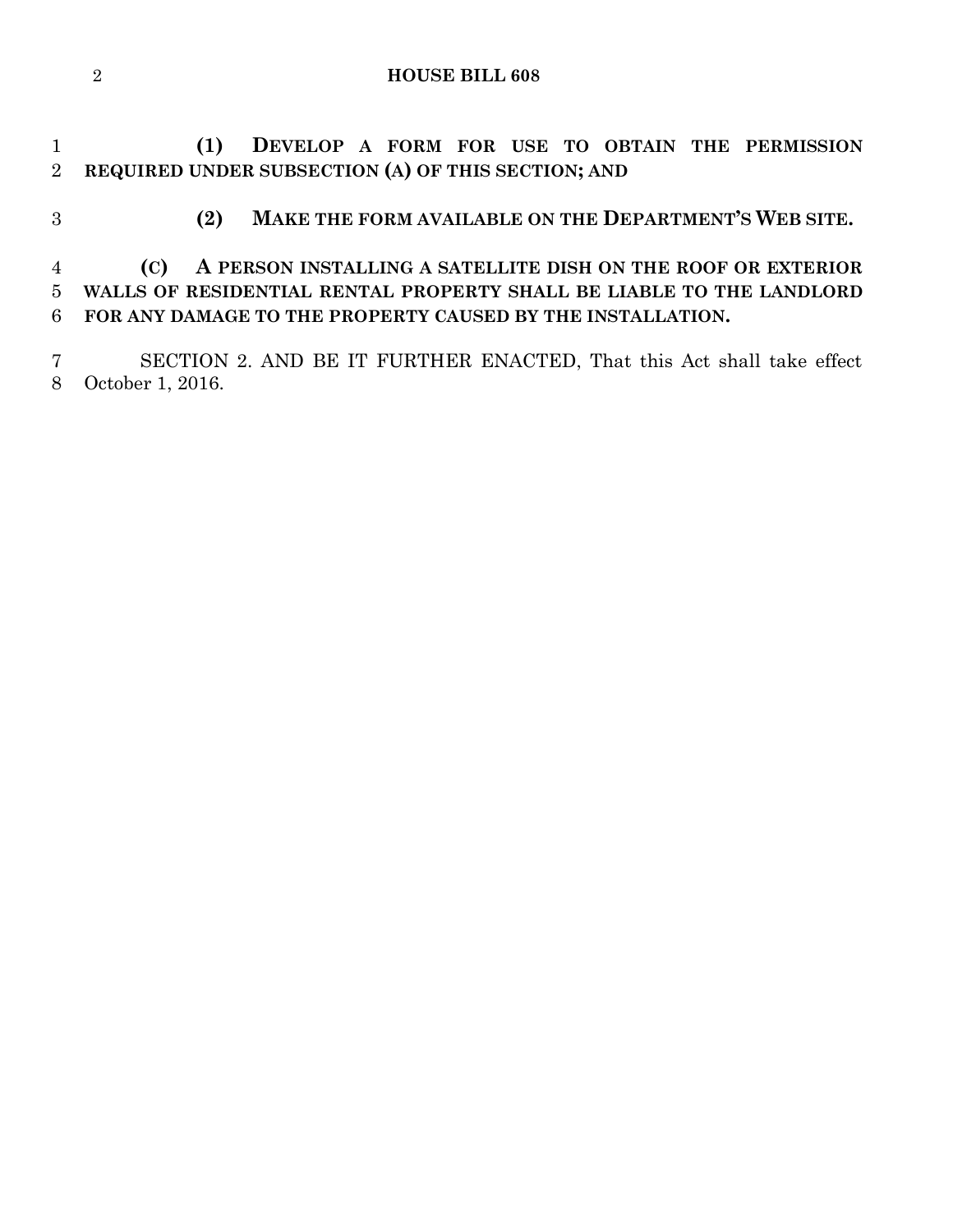**(1) DEVELOP A FORM FOR USE TO OBTAIN THE PERMISSION REQUIRED UNDER SUBSECTION (A) OF THIS SECTION; AND**

**(2) MAKE THE FORM AVAILABLE ON THE DEPARTMENT'S WEB SITE.**

**(C) A PERSON INSTALLING A SATELLITE DISH ON THE ROOF OR EXTERIOR WALLS OF RESIDENTIAL RENTAL PROPERTY SHALL BE LIABLE TO THE LANDLORD FOR ANY DAMAGE TO THE PROPERTY CAUSED BY THE INSTALLATION.**

SECTION 2. AND BE IT FURTHER ENACTED, That this Act shall take effect October 1, 2016.